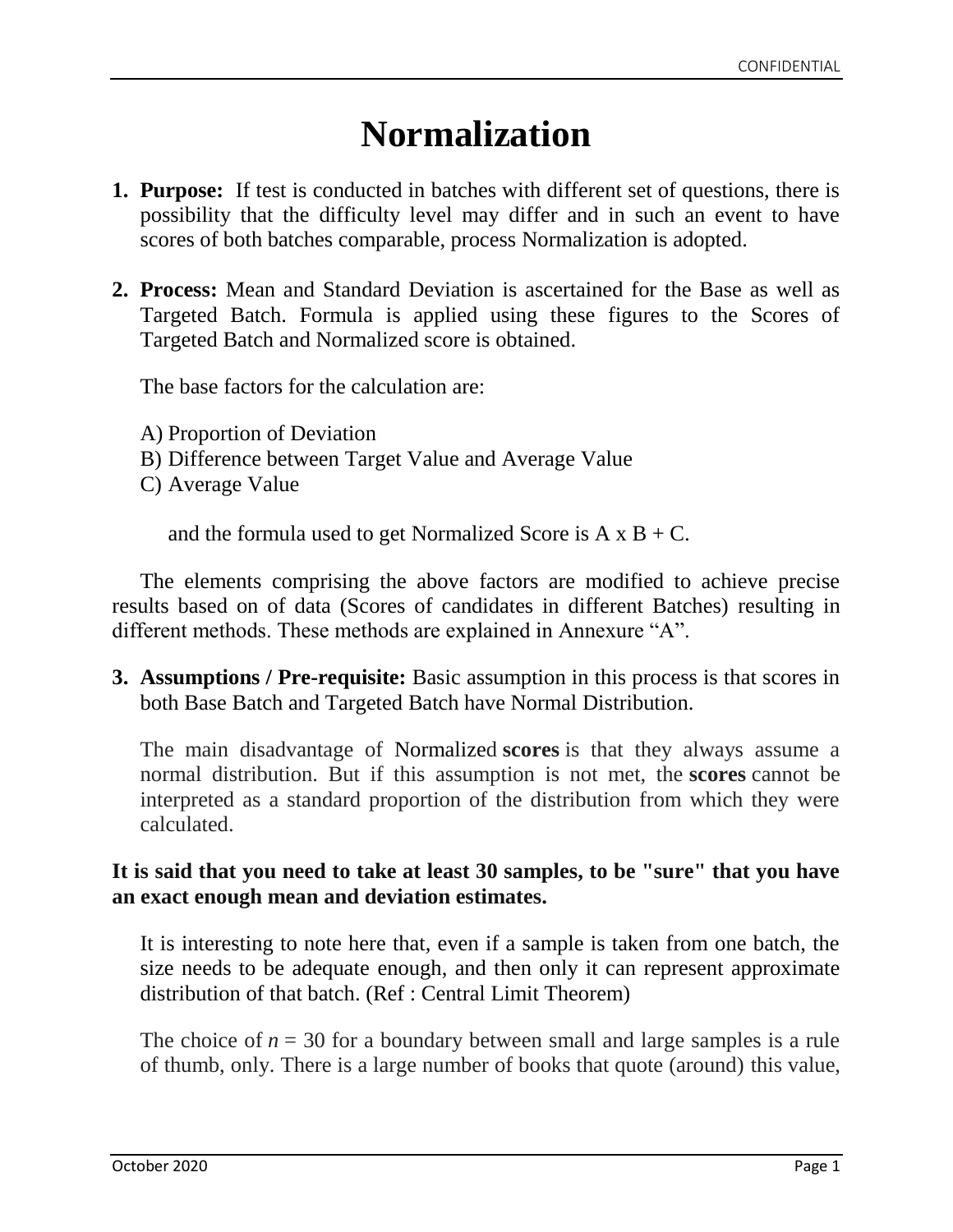# Normalization

1. **Purpose:** If test is conducted in batches with different set of questions, there is possibility that the difficulty level may differ and in such an event to have scores of both batches comparable, process Normalization is adopted.

2. **Process:** Mean and Standard Deviation is ascertained for the Base as well as Targeted Batch. Formula is applied using these figures to the Scores of Targeted Batch and Normalized score is obtained.

   The base factors for the calculation are:

   A) Proportion of Deviation
   B) Difference between Target Value and Average Value
   C) Average Value

   and the formula used to get Normalized Score is A x B + C.

   The elements comprising the above factors are modified to achieve precise results based on of data (Scores of candidates in different Batches) resulting in different methods. These methods are explained in Annexure "A".

3. **Assumptions / Pre-requisite:** Basic assumption in this process is that scores in both Base Batch and Targeted Batch have Normal Distribution.

   The main disadvantage of Normalized **scores** is that they always assume a normal distribution. But if this assumption is not met, the **scores** cannot be interpreted as a standard proportion of the distribution from which they were calculated.

**It is said that you need to take at least 30 samples, to be "sure" that you have an exact enough mean and deviation estimates.**

It is interesting to note here that, even if a sample is taken from one batch, the size needs to be adequate enough, and then only it can represent approximate distribution of that batch. (Ref : Central Limit Theorem)

The choice of $n = 30$ for a boundary between small and large samples is a rule of thumb, only. There is a large number of books that quote (around) this value,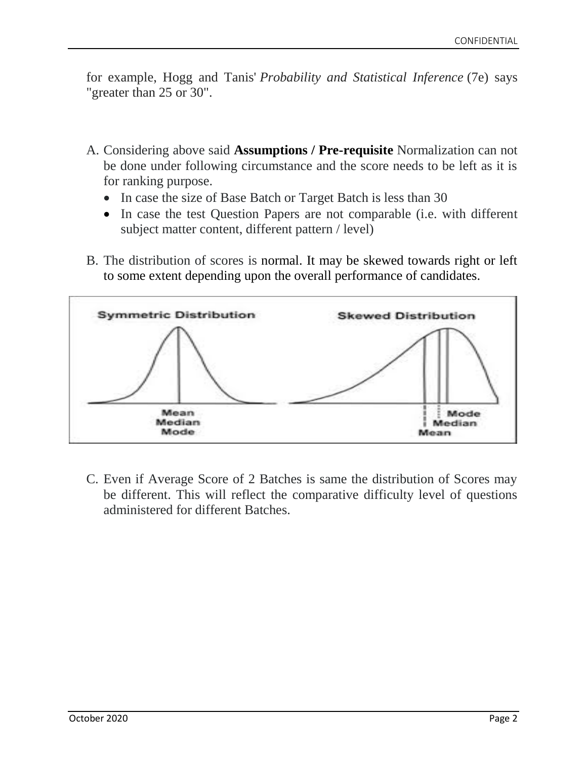for example, Hogg and Tanis' *Probability and Statistical Inference* (7e) says "greater than 25 or 30".

A. Considering above said **Assumptions / Pre-requisite** Normalization can not be done under following circumstance and the score needs to be left as it is for ranking purpose.
   - In case the size of Base Batch or Target Batch is less than 30
   - In case the test Question Papers are not comparable (i.e. with different subject matter content, different pattern / level)

B. The distribution of scores is normal. It may be skewed towards right or left to some extent depending upon the overall performance of candidates.

C. Even if Average Score of 2 Batches is same the distribution of Scores may be different. This will reflect the comparative difficulty level of questions administered for different Batches.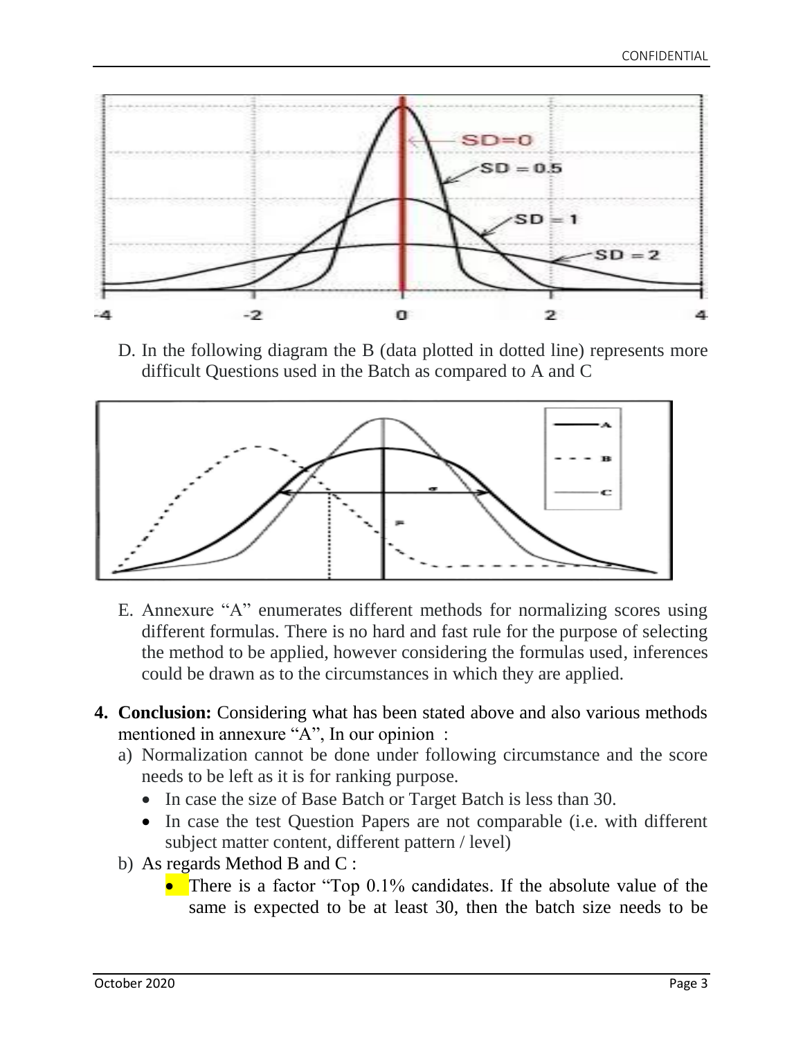D. In the following diagram the B (data plotted in dotted line) represents more difficult Questions used in the Batch as compared to A and C

E. Annexure "A" enumerates different methods for normalizing scores using different formulas. There is no hard and fast rule for the purpose of selecting the method to be applied, however considering the formulas used, inferences could be drawn as to the circumstances in which they are applied.

4. **Conclusion:** Considering what has been stated above and also various methods mentioned in annexure "A", In our opinion :

   a) Normalization cannot be done under following circumstance and the score needs to be left as it is for ranking purpose.
      - In case the size of Base Batch or Target Batch is less than 30.
      - In case the test Question Papers are not comparable (i.e. with different subject matter content, different pattern / level)

   b) As regards Method B and C :
      - There is a factor "Top 0.1% candidates. If the absolute value of the same is expected to be at least 30, then the batch size needs to be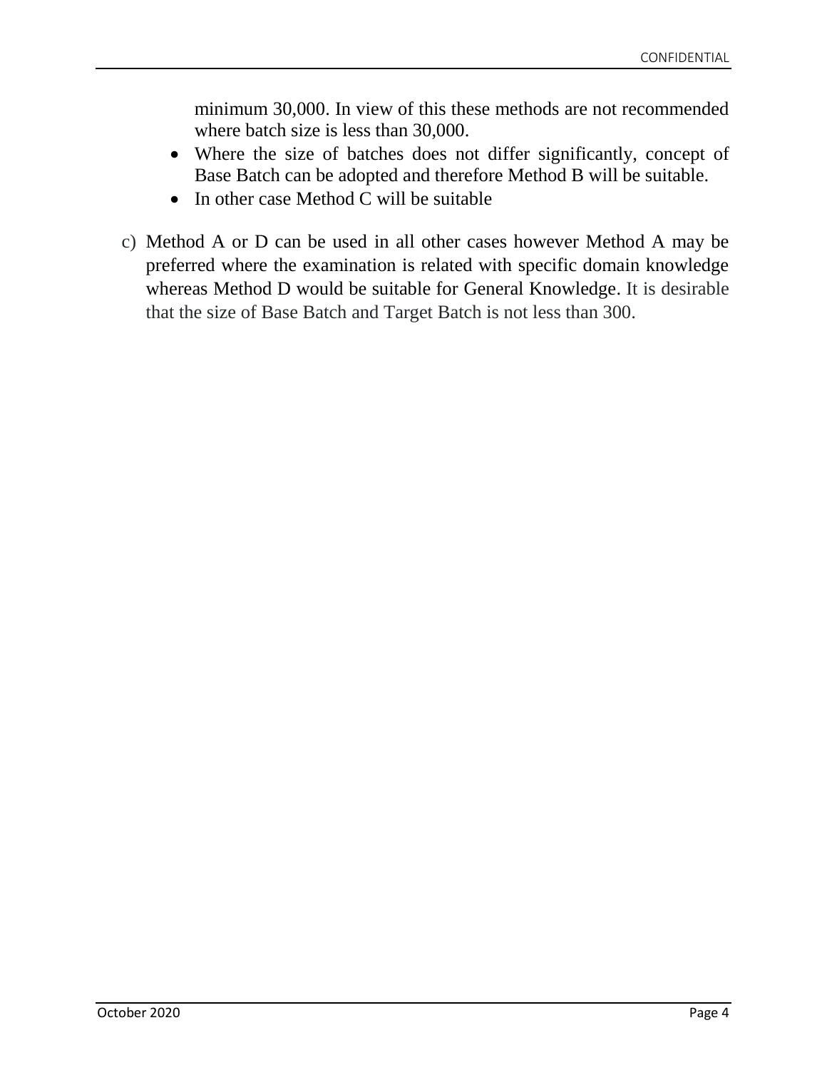minimum 30,000. In view of this these methods are not recommended where batch size is less than 30,000.

- Where the size of batches does not differ significantly, concept of Base Batch can be adopted and therefore Method B will be suitable.
- In other case Method C will be suitable

c) Method A or D can be used in all other cases however Method A may be preferred where the examination is related with specific domain knowledge whereas Method D would be suitable for General Knowledge. It is desirable that the size of Base Batch and Target Batch is not less than 300.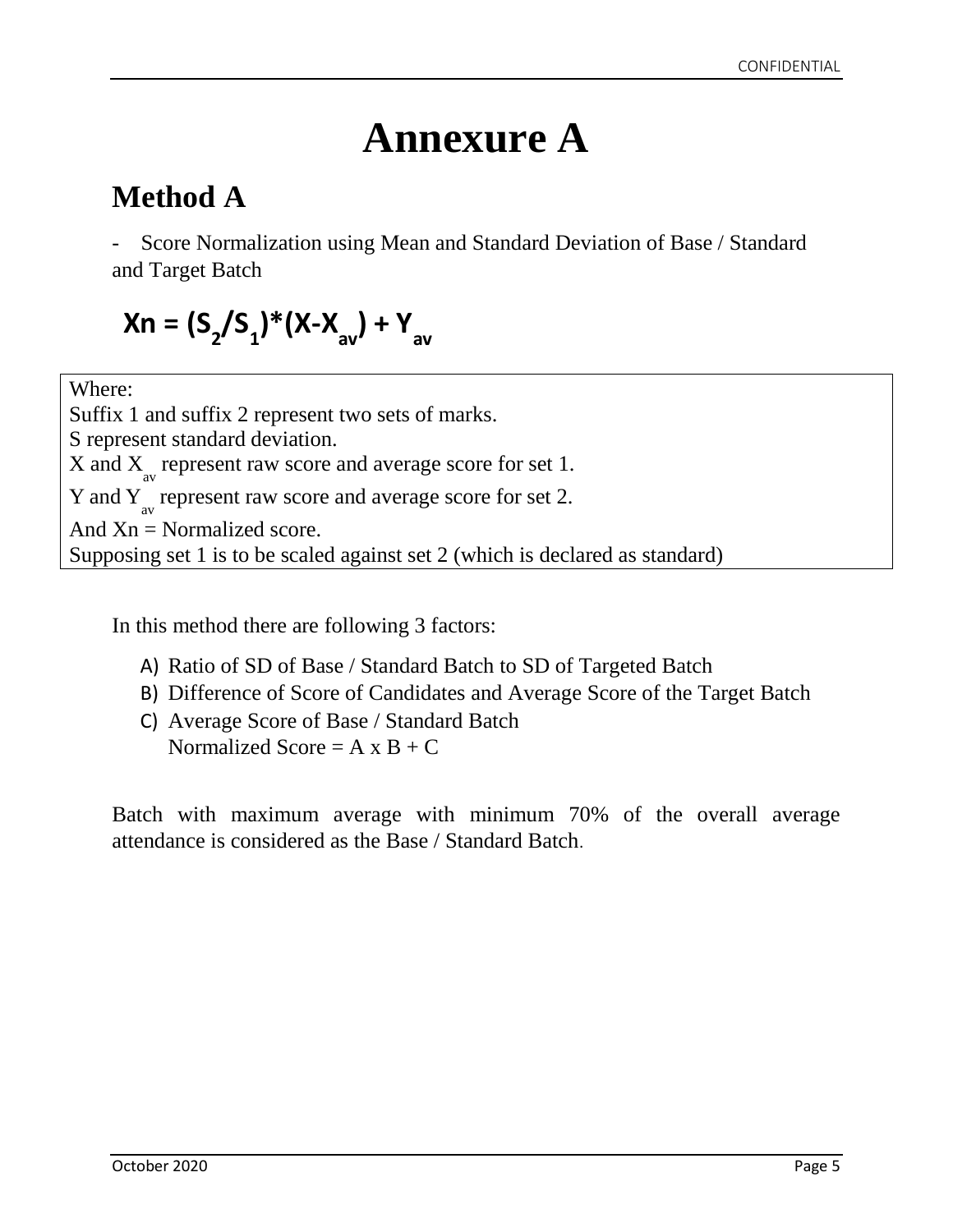# Annexure A

## Method A

- Score Normalization using Mean and Standard Deviation of Base / Standard and Target Batch

$$Xn = (S_2/S_1)*(X-X_{av}) + Y_{av}$$

Where:
Suffix 1 and suffix 2 represent two sets of marks.
S represent standard deviation.
X and $X_{av}$ represent raw score and average score for set 1.
Y and $Y_{av}$ represent raw score and average score for set 2.
And Xn = Normalized score.
Supposing set 1 is to be scaled against set 2 (which is declared as standard)

In this method there are following 3 factors:

A) Ratio of SD of Base / Standard Batch to SD of Targeted Batch
B) Difference of Score of Candidates and Average Score of the Target Batch
C) Average Score of Base / Standard Batch
   Normalized Score = A x B + C

Batch with maximum average with minimum 70% of the overall average attendance is considered as the Base / Standard Batch.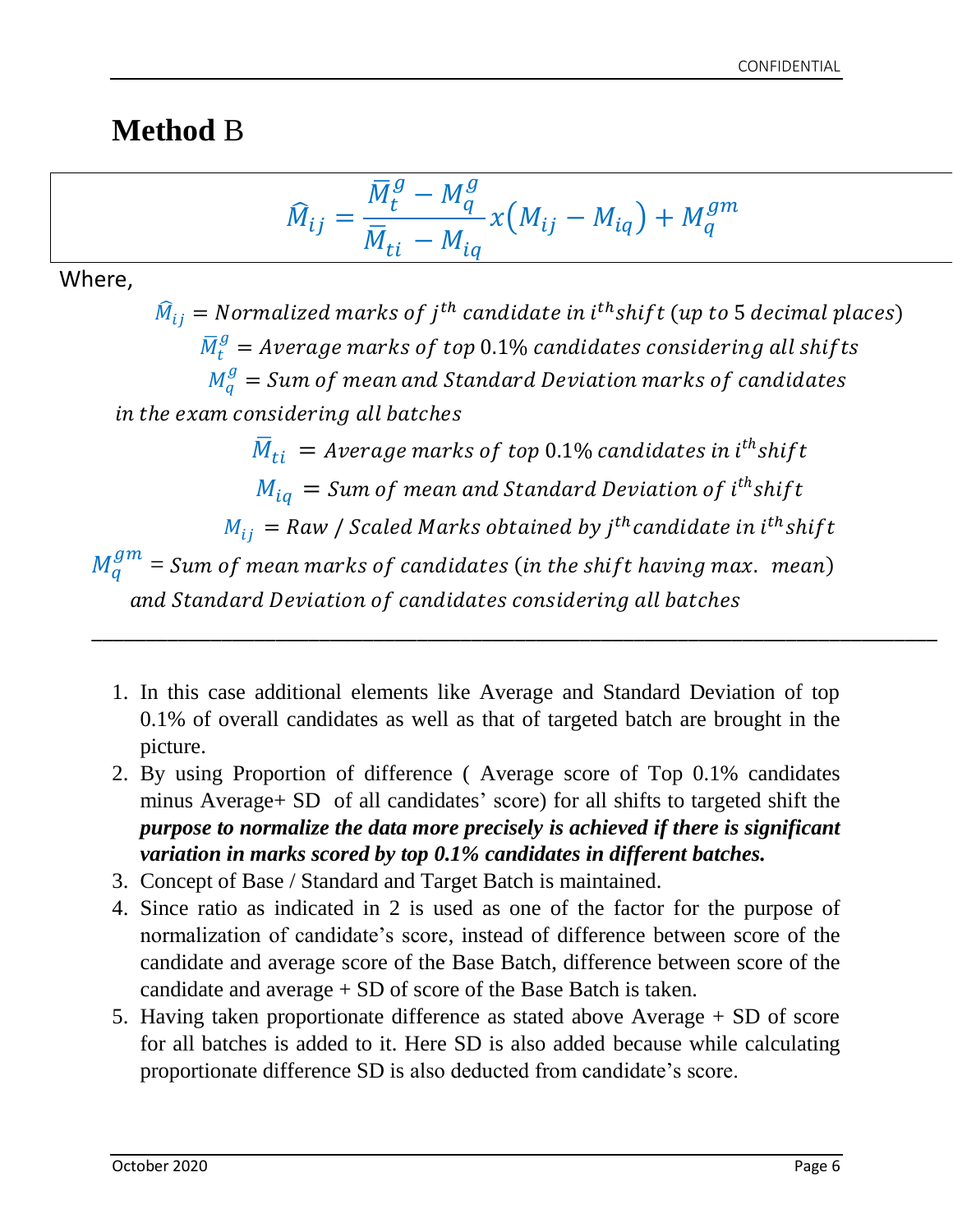# **Method** B

$$\widehat{M}_{ij} = \frac{\overline{M}_t^g - M_q^g}{\overline{M}_{ti} - M_{iq}} x\left(M_{ij} - M_{iq}\right) + M_q^{gm}$$

Where,

$\widehat{M}_{ij}$ = *Normalized marks of* $j^{th}$ *candidate in* $i^{th}$ *shift (up to* 5 *decimal places)*

$\overline{M}_t^g$ = *Average marks of top* 0.1% *candidates considering all shifts*

$M_q^g$ = *Sum of mean and Standard Deviation marks of candidates in the exam considering all batches*

$\overline{M}_{ti}$ = *Average marks of top* 0.1% *candidates in* $i^{th}$ *shift*

$M_{iq}$ = *Sum of mean and Standard Deviation of* $i^{th}$ *shift*

$M_{ij}$ = *Raw / Scaled Marks obtained by* $j^{th}$ *candidate in* $i^{th}$ *shift*

$M_q^{gm}$ = *Sum of mean marks of candidates (in the shift having max. mean) and Standard Deviation of candidates considering all batches*

---

1. In this case additional elements like Average and Standard Deviation of top 0.1% of overall candidates as well as that of targeted batch are brought in the picture.
2. By using Proportion of difference ( Average score of Top 0.1% candidates minus Average+ SD of all candidates' score) for all shifts to targeted shift the ***purpose to normalize the data more precisely is achieved if there is significant variation in marks scored by top 0.1% candidates in different batches.***
3. Concept of Base / Standard and Target Batch is maintained.
4. Since ratio as indicated in 2 is used as one of the factor for the purpose of normalization of candidate's score, instead of difference between score of the candidate and average score of the Base Batch, difference between score of the candidate and average + SD of score of the Base Batch is taken.
5. Having taken proportionate difference as stated above Average + SD of score for all batches is added to it. Here SD is also added because while calculating proportionate difference SD is also deducted from candidate's score.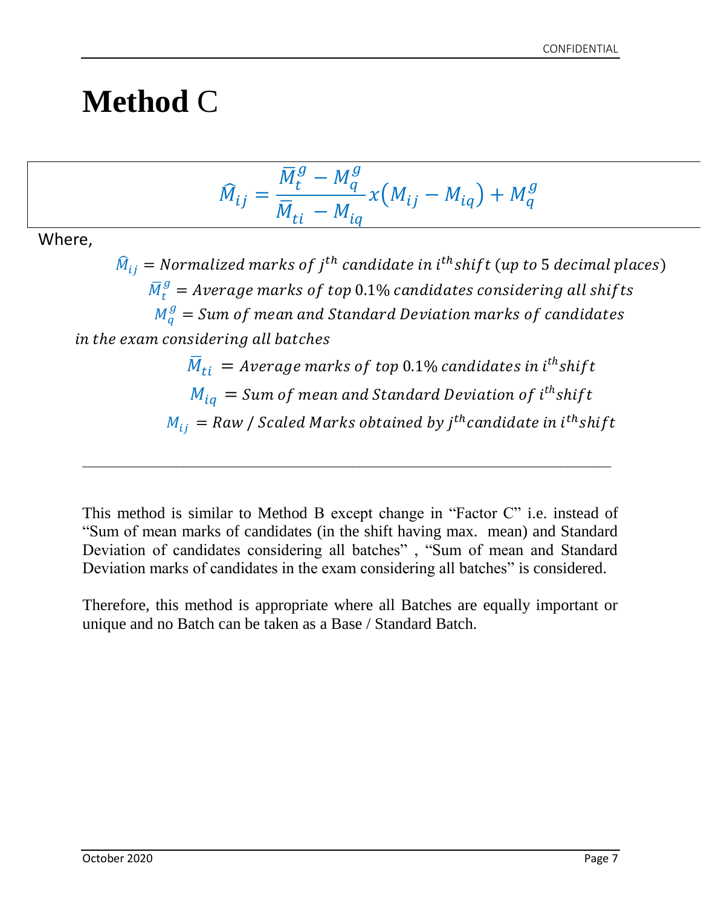# **Method** C

$$\widehat{M}_{ij} = \frac{\overline{M}_t^g - M_q^g}{\overline{M}_{ti} - M_{iq}} x\left(M_{ij} - M_{iq}\right) + M_q^g$$

Where,

$\widehat{M}_{ij} = Normalized\ marks\ of\ j^{th}\ candidate\ in\ i^{th} shift\ (up\ to\ 5\ decimal\ places)$

$\overline{M}_t^g = Average\ marks\ of\ top\ 0.1\%\ candidates\ considering\ all\ shifts$

$M_q^g = Sum\ of\ mean\ and\ Standard\ Deviation\ marks\ of\ candidates$ $in\ the\ exam\ considering\ all\ batches$

$\overline{M}_{ti} = Average\ marks\ of\ top\ 0.1\%\ candidates\ in\ i^{th} shift$

$M_{iq} = Sum\ of\ mean\ and\ Standard\ Deviation\ of\ i^{th} shift$

$M_{ij} = Raw\ /\ Scaled\ Marks\ obtained\ by\ j^{th} candidate\ in\ i^{th} shift$

---

This method is similar to Method B except change in "Factor C" i.e. instead of "Sum of mean marks of candidates (in the shift having max. mean) and Standard Deviation of candidates considering all batches" , "Sum of mean and Standard Deviation marks of candidates in the exam considering all batches" is considered.

Therefore, this method is appropriate where all Batches are equally important or unique and no Batch can be taken as a Base / Standard Batch.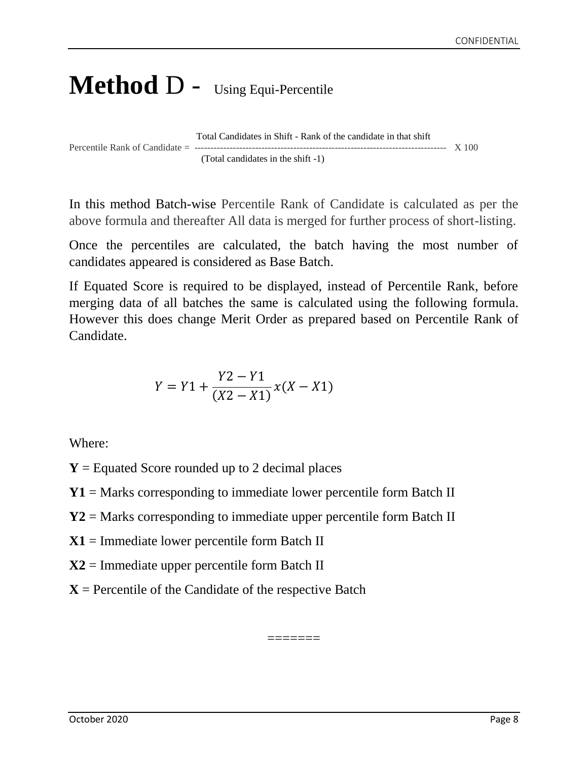# **Method** D - Using Equi-Percentile

$$\text{Percentile Rank of Candidate} = \frac{\text{Total Candidates in Shift - Rank of the candidate in that shift}}{\text{(Total candidates in the shift -1)}} \times 100$$

In this method Batch-wise Percentile Rank of Candidate is calculated as per the above formula and thereafter All data is merged for further process of short-listing.

Once the percentiles are calculated, the batch having the most number of candidates appeared is considered as Base Batch.

If Equated Score is required to be displayed, instead of Percentile Rank, before merging data of all batches the same is calculated using the following formula. However this does change Merit Order as prepared based on Percentile Rank of Candidate.

$$Y = Y1 + \frac{Y2 - Y1}{(X2 - X1)} x(X - X1)$$

Where:

**Y** = Equated Score rounded up to 2 decimal places

**Y1** = Marks corresponding to immediate lower percentile form Batch II

**Y2** = Marks corresponding to immediate upper percentile form Batch II

**X1** = Immediate lower percentile form Batch II

**X2** = Immediate upper percentile form Batch II

**X** = Percentile of the Candidate of the respective Batch

=======